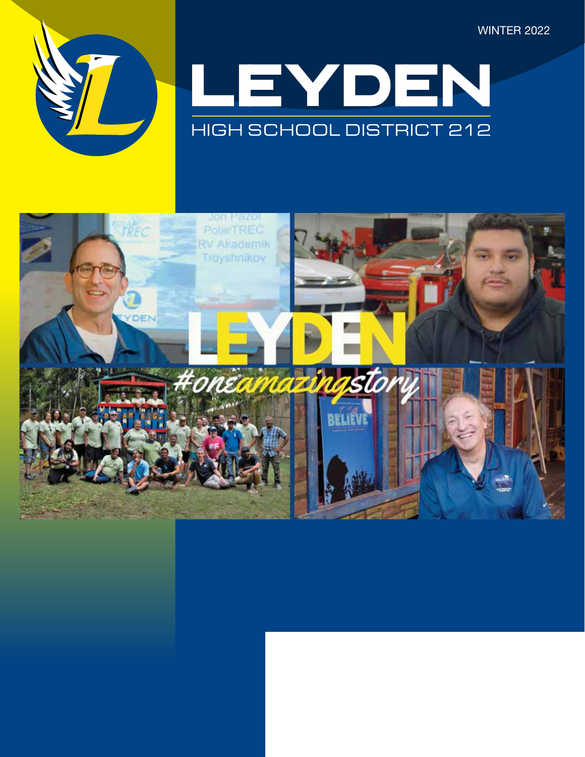WINTER 2022

# LEYDEN

HIGH SCHOOL DISTRICT 212

LEYDEN

#oneamazingstory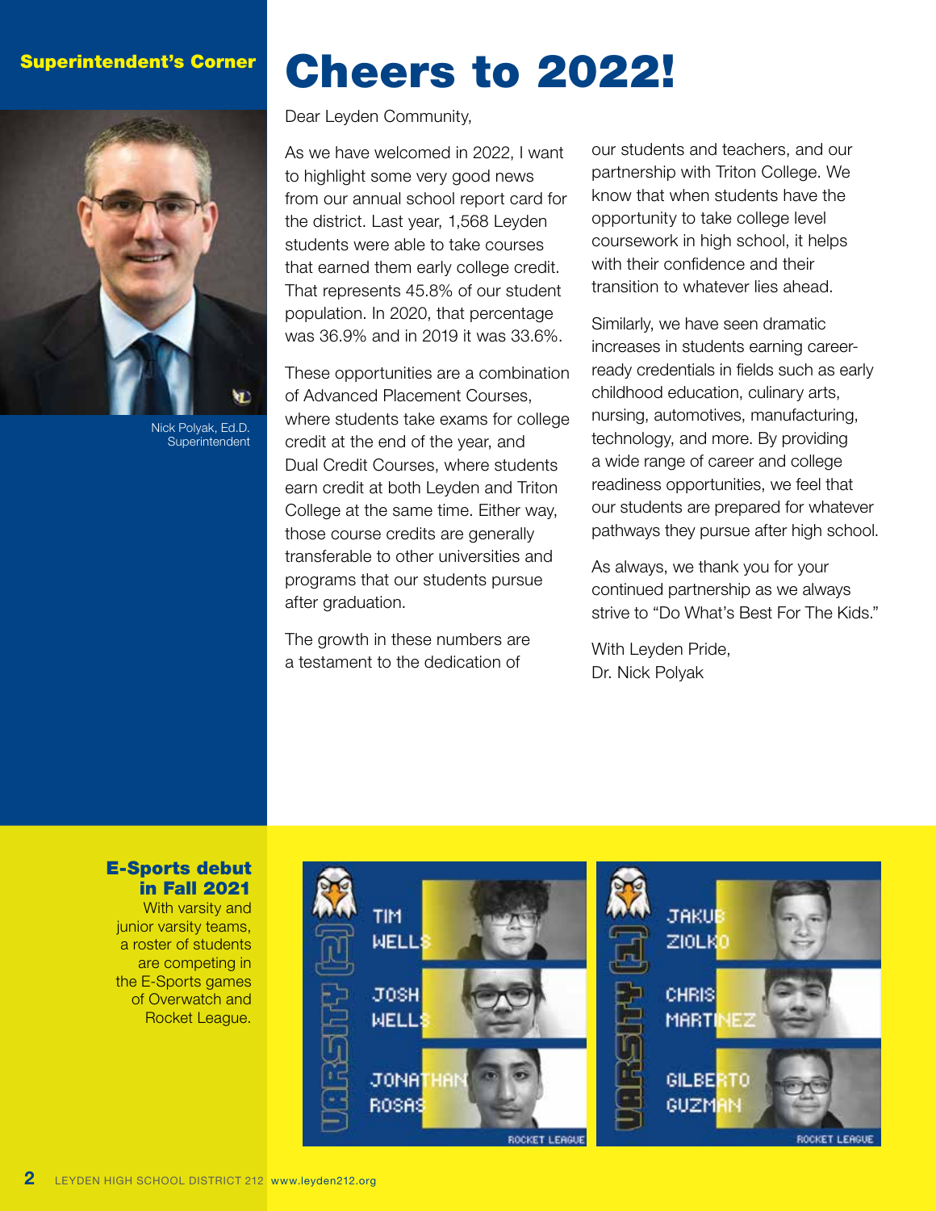Superintendent's Corner

# Cheers to 2022!

Nick Polyak, Ed.D.
Superintendent

Dear Leyden Community,

As we have welcomed in 2022, I want to highlight some very good news from our annual school report card for the district. Last year, 1,568 Leyden students were able to take courses that earned them early college credit. That represents 45.8% of our student population. In 2020, that percentage was 36.9% and in 2019 it was 33.6%.

These opportunities are a combination of Advanced Placement Courses, where students take exams for college credit at the end of the year, and Dual Credit Courses, where students earn credit at both Leyden and Triton College at the same time. Either way, those course credits are generally transferable to other universities and programs that our students pursue after graduation.

The growth in these numbers are a testament to the dedication of our students and teachers, and our partnership with Triton College. We know that when students have the opportunity to take college level coursework in high school, it helps with their confidence and their transition to whatever lies ahead.

Similarly, we have seen dramatic increases in students earning career-ready credentials in fields such as early childhood education, culinary arts, nursing, automotives, manufacturing, technology, and more. By providing a wide range of career and college readiness opportunities, we feel that our students are prepared for whatever pathways they pursue after high school.

As always, we thank you for your continued partnership as we always strive to "Do What's Best For The Kids."

With Leyden Pride,
Dr. Nick Polyak

## E-Sports debut in Fall 2021

With varsity and junior varsity teams, a roster of students are competing in the E-Sports games of Overwatch and Rocket League.

VARSITY (2): TIM WELLS, JOSH WELLS, JONATHAN ROSAS — ROCKET LEAGUE

VARSITY (1): JAKUB ZIOLKO, CHRIS MARTINEZ, GILBERTO GUZMAN — ROCKET LEAGUE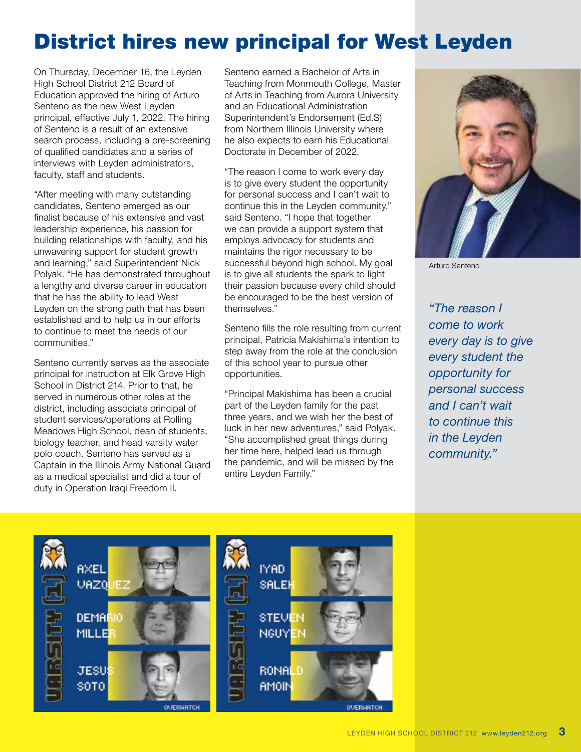# District hires new principal for West Leyden

On Thursday, December 16, the Leyden High School District 212 Board of Education approved the hiring of Arturo Senteno as the new West Leyden principal, effective July 1, 2022. The hiring of Senteno is a result of an extensive search process, including a pre-screening of qualified candidates and a series of interviews with Leyden administrators, faculty, staff and students.

"After meeting with many outstanding candidates, Senteno emerged as our finalist because of his extensive and vast leadership experience, his passion for building relationships with faculty, and his unwavering support for student growth and learning," said Superintendent Nick Polyak. "He has demonstrated throughout a lengthy and diverse career in education that he has the ability to lead West Leyden on the strong path that has been established and to help us in our efforts to continue to meet the needs of our communities."

Senteno currently serves as the associate principal for instruction at Elk Grove High School in District 214. Prior to that, he served in numerous other roles at the district, including associate principal of student services/operations at Rolling Meadows High School, dean of students, biology teacher, and head varsity water polo coach. Senteno has served as a Captain in the Illinois Army National Guard as a medical specialist and did a tour of duty in Operation Iraqi Freedom II.

Senteno earned a Bachelor of Arts in Teaching from Monmouth College, Master of Arts in Teaching from Aurora University and an Educational Administration Superintendent's Endorsement (Ed.S) from Northern Illinois University where he also expects to earn his Educational Doctorate in December of 2022.

"The reason I come to work every day is to give every student the opportunity for personal success and I can't wait to continue this in the Leyden community," said Senteno. "I hope that together we can provide a support system that employs advocacy for students and maintains the rigor necessary to be successful beyond high school. My goal is to give all students the spark to light their passion because every child should be encouraged to be the best version of themselves."

Senteno fills the role resulting from current principal, Patricia Makishima's intention to step away from the role at the conclusion of this school year to pursue other opportunities.

"Principal Makishima has been a crucial part of the Leyden family for the past three years, and we wish her the best of luck in her new adventures," said Polyak. "She accomplished great things during her time here, helped lead us through the pandemic, and will be missed by the entire Leyden Family."

Arturo Senteno

*"The reason I come to work every day is to give every student the opportunity for personal success and I can't wait to continue this in the Leyden community."*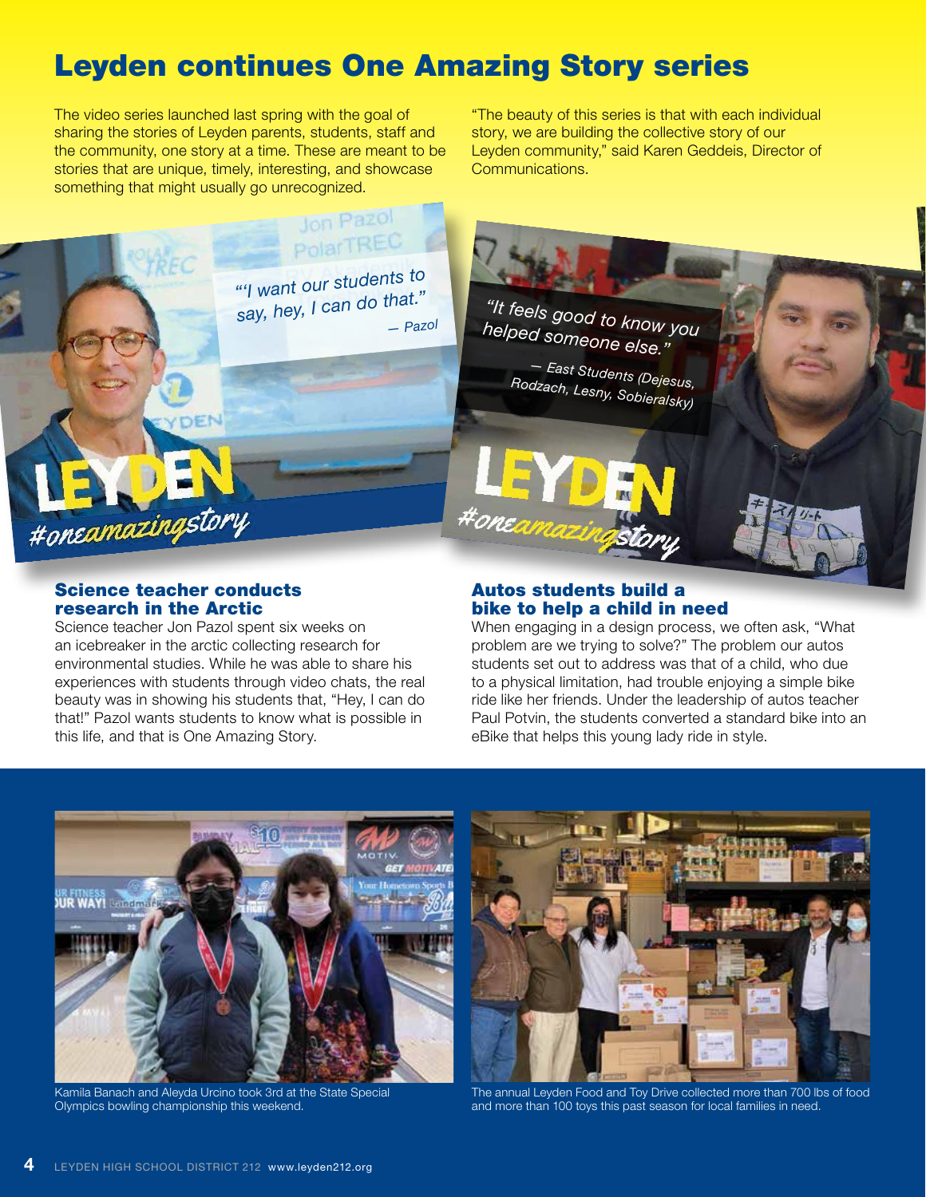# Leyden continues One Amazing Story series

The video series launched last spring with the goal of sharing the stories of Leyden parents, students, staff and the community, one story at a time. These are meant to be stories that are unique, timely, interesting, and showcase something that might usually go unrecognized.

"The beauty of this series is that with each individual story, we are building the collective story of our Leyden community," said Karen Geddeis, Director of Communications.

"'I want our students to say, hey, I can do that." — Pazol

"It feels good to know you helped someone else." — East Students (Dejesus, Rodzach, Lesny, Sobieralsky)

## Science teacher conducts research in the Arctic

Science teacher Jon Pazol spent six weeks on an icebreaker in the arctic collecting research for environmental studies. While he was able to share his experiences with students through video chats, the real beauty was in showing his students that, "Hey, I can do that!" Pazol wants students to know what is possible in this life, and that is One Amazing Story.

## Autos students build a bike to help a child in need

When engaging in a design process, we often ask, "What problem are we trying to solve?" The problem our autos students set out to address was that of a child, who due to a physical limitation, had trouble enjoying a simple bike ride like her friends. Under the leadership of autos teacher Paul Potvin, the students converted a standard bike into an eBike that helps this young lady ride in style.

Kamila Banach and Aleyda Urcino took 3rd at the State Special Olympics bowling championship this weekend.

The annual Leyden Food and Toy Drive collected more than 700 lbs of food and more than 100 toys this past season for local families in need.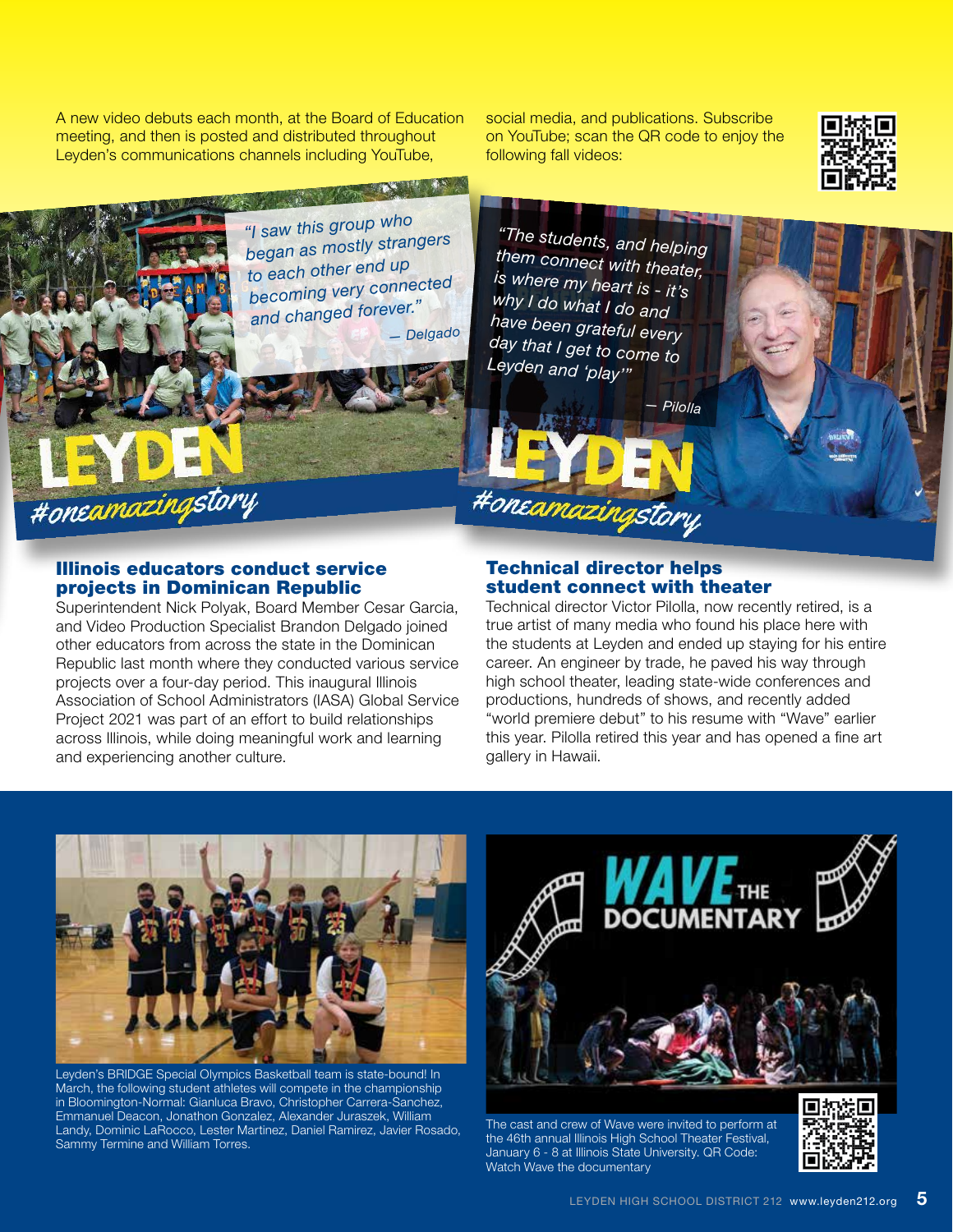A new video debuts each month, at the Board of Education meeting, and then is posted and distributed throughout Leyden's communications channels including YouTube, social media, and publications. Subscribe on YouTube; scan the QR code to enjoy the following fall videos:

*"I saw this group who began as mostly strangers to each other end up becoming very connected and changed forever."*
— Delgado

LEYDEN #oneamazingstory

## Illinois educators conduct service projects in Dominican Republic

Superintendent Nick Polyak, Board Member Cesar Garcia, and Video Production Specialist Brandon Delgado joined other educators from across the state in the Dominican Republic last month where they conducted various service projects over a four-day period. This inaugural Illinois Association of School Administrators (IASA) Global Service Project 2021 was part of an effort to build relationships across Illinois, while doing meaningful work and learning and experiencing another culture.

*"The students, and helping them connect with theater, is where my heart is - it's why I do what I do and have been grateful every day that I get to come to Leyden and 'play'"*
— Pilolla

LEYDEN #oneamazingstory

## Technical director helps student connect with theater

Technical director Victor Pilolla, now recently retired, is a true artist of many media who found his place here with the students at Leyden and ended up staying for his entire career. An engineer by trade, he paved his way through high school theater, leading state-wide conferences and productions, hundreds of shows, and recently added "world premiere debut" to his resume with "Wave" earlier this year. Pilolla retired this year and has opened a fine art gallery in Hawaii.

Leyden's BRIDGE Special Olympics Basketball team is state-bound! In March, the following student athletes will compete in the championship in Bloomington-Normal: Gianluca Bravo, Christopher Carrera-Sanchez, Emmanuel Deacon, Jonathon Gonzalez, Alexander Juraszek, William Landy, Dominic LaRocco, Lester Martinez, Daniel Ramirez, Javier Rosado, Sammy Termine and William Torres.

WAVE THE DOCUMENTARY

The cast and crew of Wave were invited to perform at the 46th annual Illinois High School Theater Festival, January 6 - 8 at Illinois State University. QR Code: Watch Wave the documentary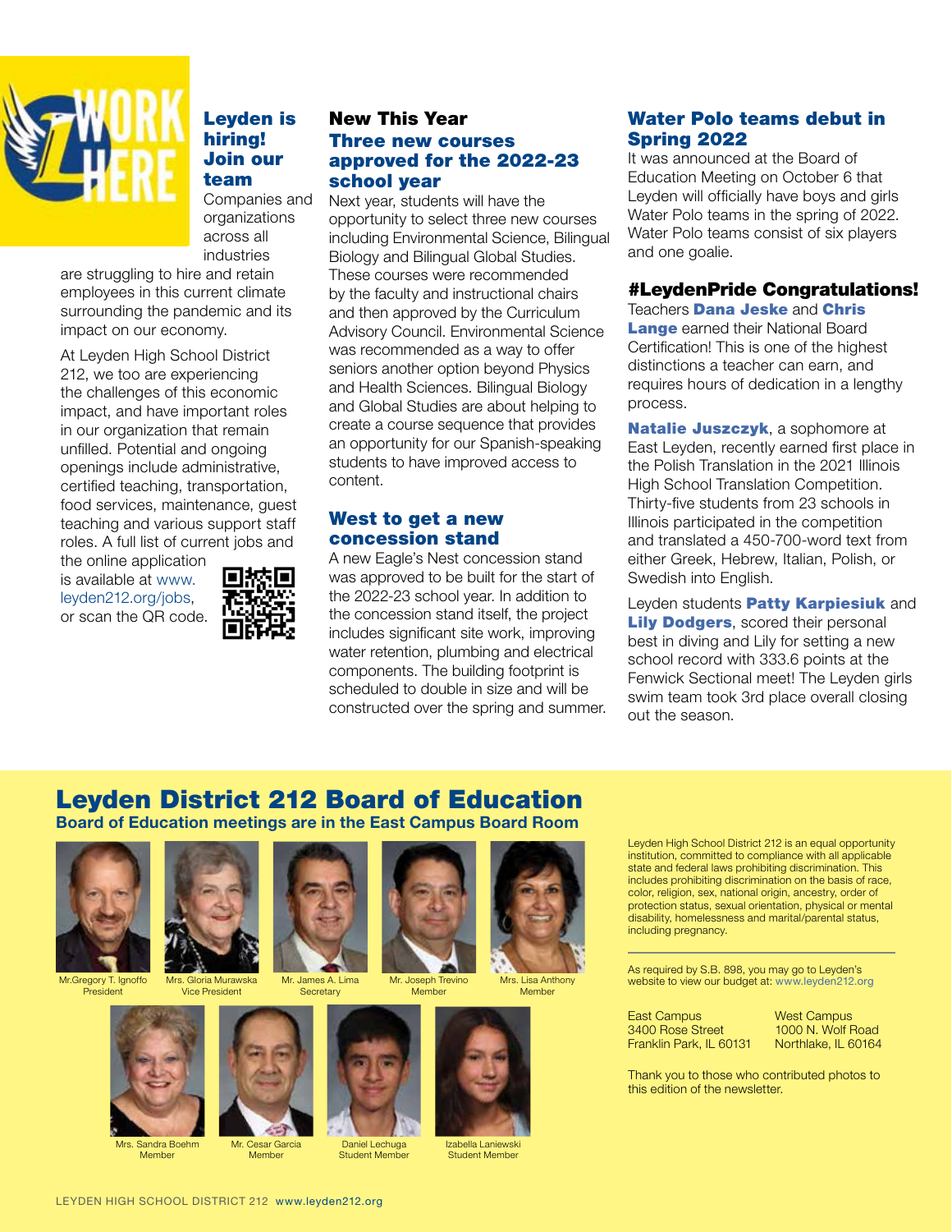WORK HERE

## Leyden is hiring! Join our team

Companies and organizations across all industries are struggling to hire and retain employees in this current climate surrounding the pandemic and its impact on our economy.

At Leyden High School District 212, we too are experiencing the challenges of this economic impact, and have important roles in our organization that remain unfilled. Potential and ongoing openings include administrative, certified teaching, transportation, food services, maintenance, guest teaching and various support staff roles. A full list of current jobs and the online application is available at www.leyden212.org/jobs, or scan the QR code.

## New This Year
## Three new courses approved for the 2022-23 school year

Next year, students will have the opportunity to select three new courses including Environmental Science, Bilingual Biology and Bilingual Global Studies. These courses were recommended by the faculty and instructional chairs and then approved by the Curriculum Advisory Council. Environmental Science was recommended as a way to offer seniors another option beyond Physics and Health Sciences. Bilingual Biology and Global Studies are about helping to create a course sequence that provides an opportunity for our Spanish-speaking students to have improved access to content.

## West to get a new concession stand

A new Eagle's Nest concession stand was approved to be built for the start of the 2022-23 school year. In addition to the concession stand itself, the project includes significant site work, improving water retention, plumbing and electrical components. The building footprint is scheduled to double in size and will be constructed over the spring and summer.

## Water Polo teams debut in Spring 2022

It was announced at the Board of Education Meeting on October 6 that Leyden will officially have boys and girls Water Polo teams in the spring of 2022. Water Polo teams consist of six players and one goalie.

## #LeydenPride Congratulations!

Teachers **Dana Jeske** and **Chris Lange** earned their National Board Certification! This is one of the highest distinctions a teacher can earn, and requires hours of dedication in a lengthy process.

**Natalie Juszczyk**, a sophomore at East Leyden, recently earned first place in the Polish Translation in the 2021 Illinois High School Translation Competition. Thirty-five students from 23 schools in Illinois participated in the competition and translated a 450-700-word text from either Greek, Hebrew, Italian, Polish, or Swedish into English.

Leyden students **Patty Karpiesiuk** and **Lily Dodgers**, scored their personal best in diving and Lily for setting a new school record with 333.6 points at the Fenwick Sectional meet! The Leyden girls swim team took 3rd place overall closing out the season.

# Leyden District 212 Board of Education

**Board of Education meetings are in the East Campus Board Room**

Mr.Gregory T. Ignoffo
President

Mrs. Gloria Murawska
Vice President

Mr. James A. Lima
Secretary

Mr. Joseph Trevino
Member

Mrs. Lisa Anthony
Member

Mrs. Sandra Boehm
Member

Mr. Cesar Garcia
Member

Daniel Lechuga
Student Member

Izabella Laniewski
Student Member

Leyden High School District 212 is an equal opportunity institution, committed to compliance with all applicable state and federal laws prohibiting discrimination. This includes prohibiting discrimination on the basis of race, color, religion, sex, national origin, ancestry, order of protection status, sexual orientation, physical or mental disability, homelessness and marital/parental status, including pregnancy.

As required by S.B. 898, you may go to Leyden's website to view our budget at: www.leyden212.org

East Campus
3400 Rose Street
Franklin Park, IL 60131

West Campus
1000 N. Wolf Road
Northlake, IL 60164

Thank you to those who contributed photos to this edition of the newsletter.